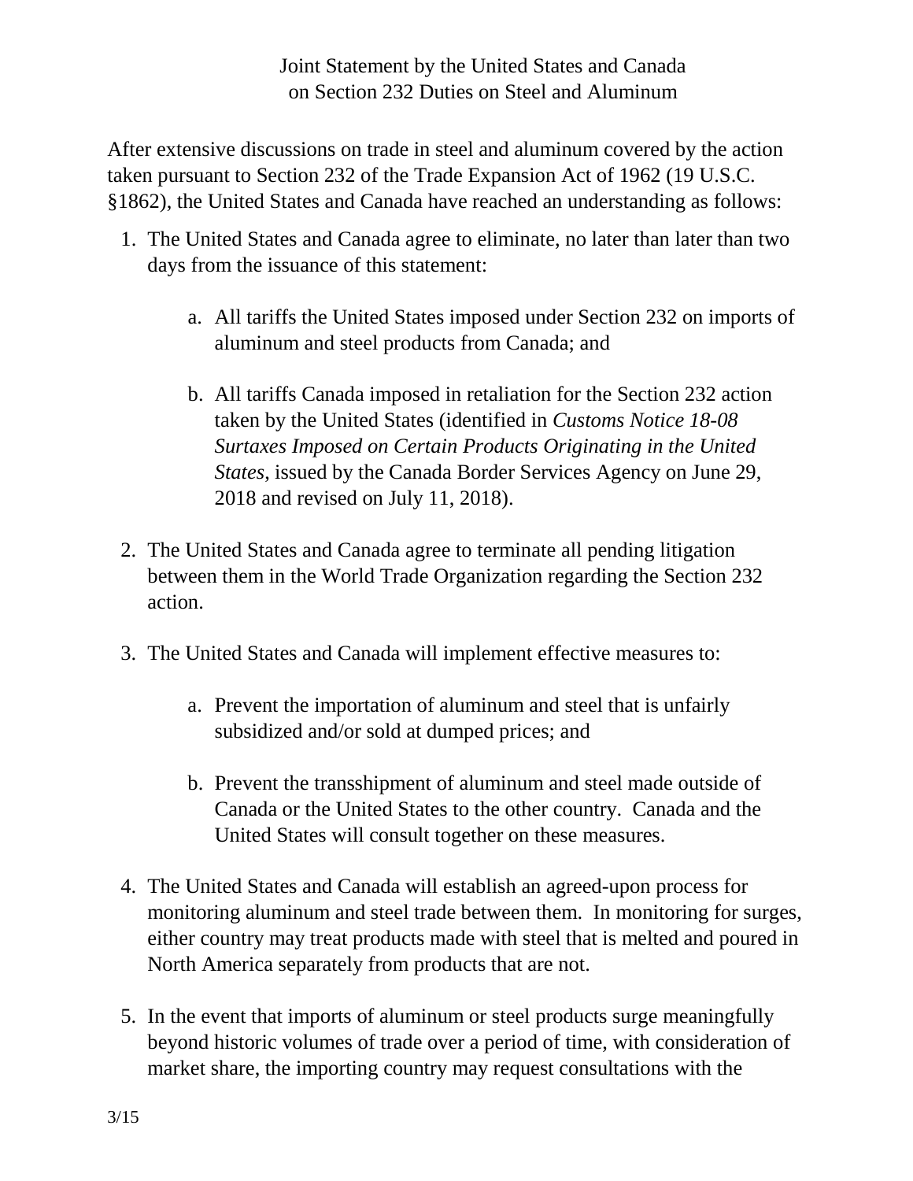Joint Statement by the United States and Canada
on Section 232 Duties on Steel and Aluminum

After extensive discussions on trade in steel and aluminum covered by the action taken pursuant to Section 232 of the Trade Expansion Act of 1962 (19 U.S.C. §1862), the United States and Canada have reached an understanding as follows:

1. The United States and Canada agree to eliminate, no later than later than two days from the issuance of this statement:

    a. All tariffs the United States imposed under Section 232 on imports of aluminum and steel products from Canada; and

    b. All tariffs Canada imposed in retaliation for the Section 232 action taken by the United States (identified in *Customs Notice 18-08 Surtaxes Imposed on Certain Products Originating in the United States*, issued by the Canada Border Services Agency on June 29, 2018 and revised on July 11, 2018).

2. The United States and Canada agree to terminate all pending litigation between them in the World Trade Organization regarding the Section 232 action.

3. The United States and Canada will implement effective measures to:

    a. Prevent the importation of aluminum and steel that is unfairly subsidized and/or sold at dumped prices; and

    b. Prevent the transshipment of aluminum and steel made outside of Canada or the United States to the other country. Canada and the United States will consult together on these measures.

4. The United States and Canada will establish an agreed-upon process for monitoring aluminum and steel trade between them. In monitoring for surges, either country may treat products made with steel that is melted and poured in North America separately from products that are not.

5. In the event that imports of aluminum or steel products surge meaningfully beyond historic volumes of trade over a period of time, with consideration of market share, the importing country may request consultations with the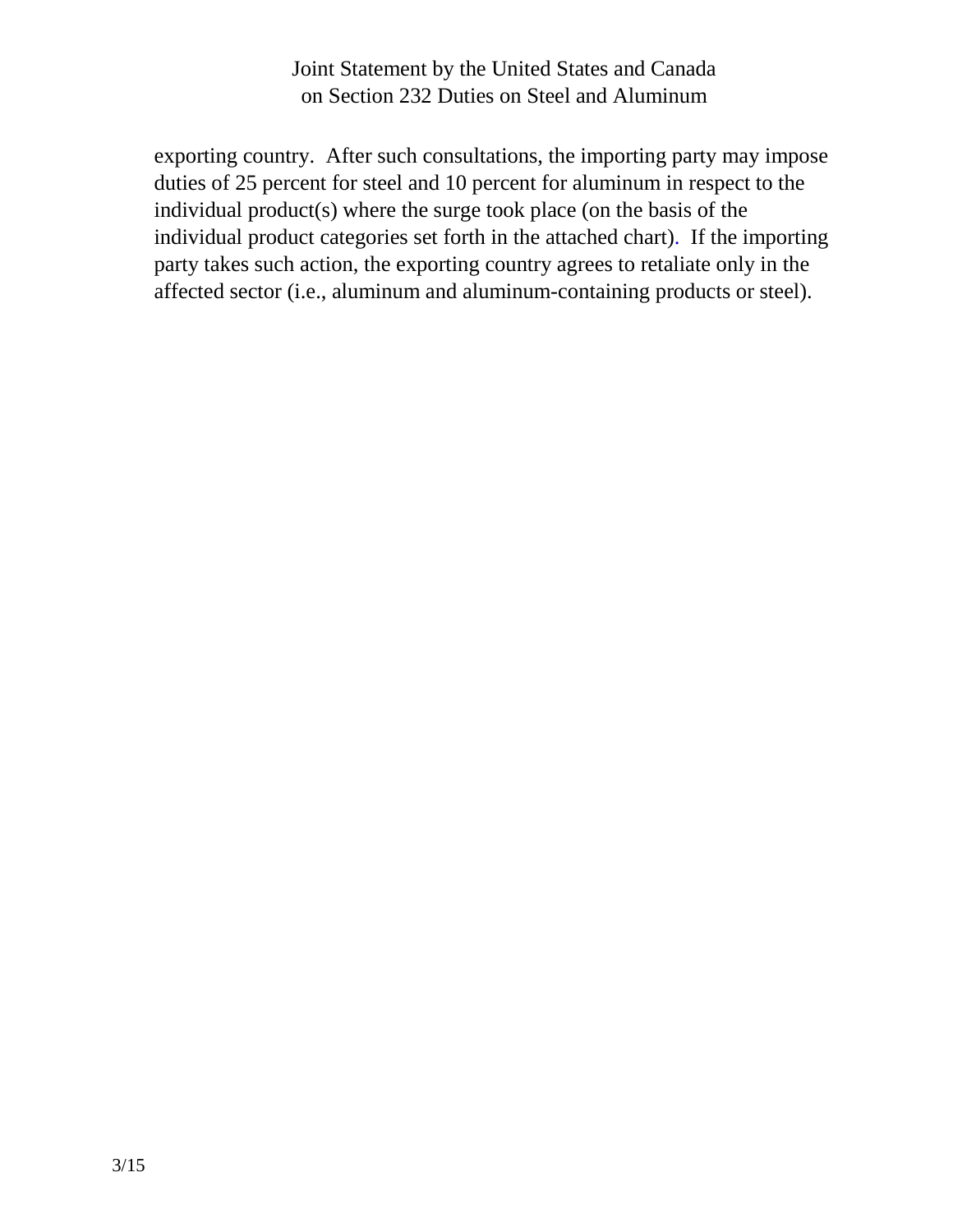exporting country. After such consultations, the importing party may impose duties of 25 percent for steel and 10 percent for aluminum in respect to the individual product(s) where the surge took place (on the basis of the individual product categories set forth in the attached chart). If the importing party takes such action, the exporting country agrees to retaliate only in the affected sector (i.e., aluminum and aluminum-containing products or steel).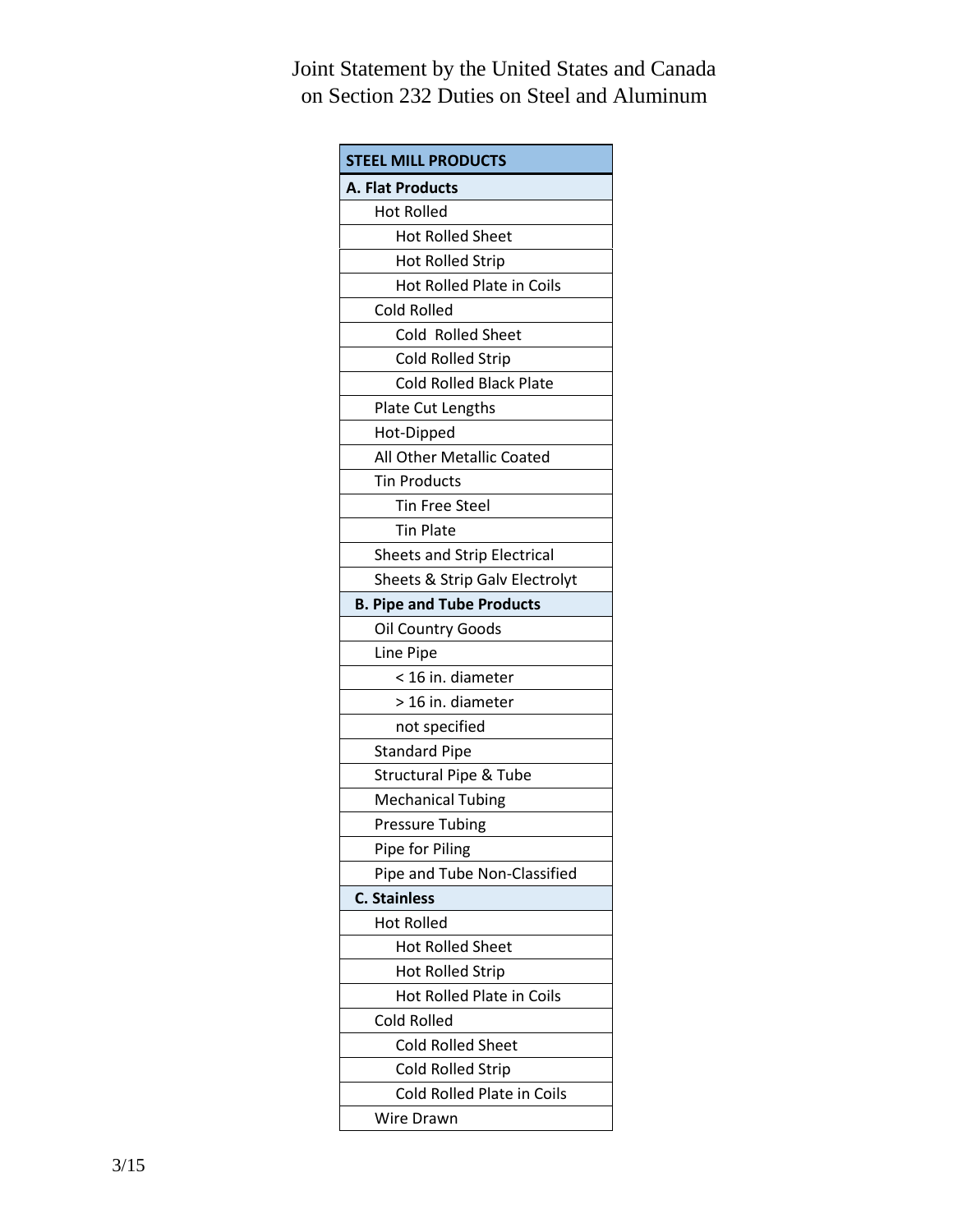Joint Statement by the United States and Canada on Section 232 Duties on Steel and Aluminum

| STEEL MILL PRODUCTS |
|---|
| **A. Flat Products** |
| Hot Rolled |
| Hot Rolled Sheet |
| Hot Rolled Strip |
| Hot Rolled Plate in Coils |
| Cold Rolled |
| Cold  Rolled Sheet |
| Cold Rolled Strip |
| Cold Rolled Black Plate |
| Plate Cut Lengths |
| Hot-Dipped |
| All Other Metallic Coated |
| Tin Products |
| Tin Free Steel |
| Tin Plate |
| Sheets and Strip Electrical |
| Sheets & Strip Galv Electrolyt |
| **B. Pipe and Tube Products** |
| Oil Country Goods |
| Line Pipe |
| < 16 in. diameter |
| > 16 in. diameter |
| not specified |
| Standard Pipe |
| Structural Pipe & Tube |
| Mechanical Tubing |
| Pressure Tubing |
| Pipe for Piling |
| Pipe and Tube Non-Classified |
| **C. Stainless** |
| Hot Rolled |
| Hot Rolled Sheet |
| Hot Rolled Strip |
| Hot Rolled Plate in Coils |
| Cold Rolled |
| Cold Rolled Sheet |
| Cold Rolled Strip |
| Cold Rolled Plate in Coils |
| Wire Drawn |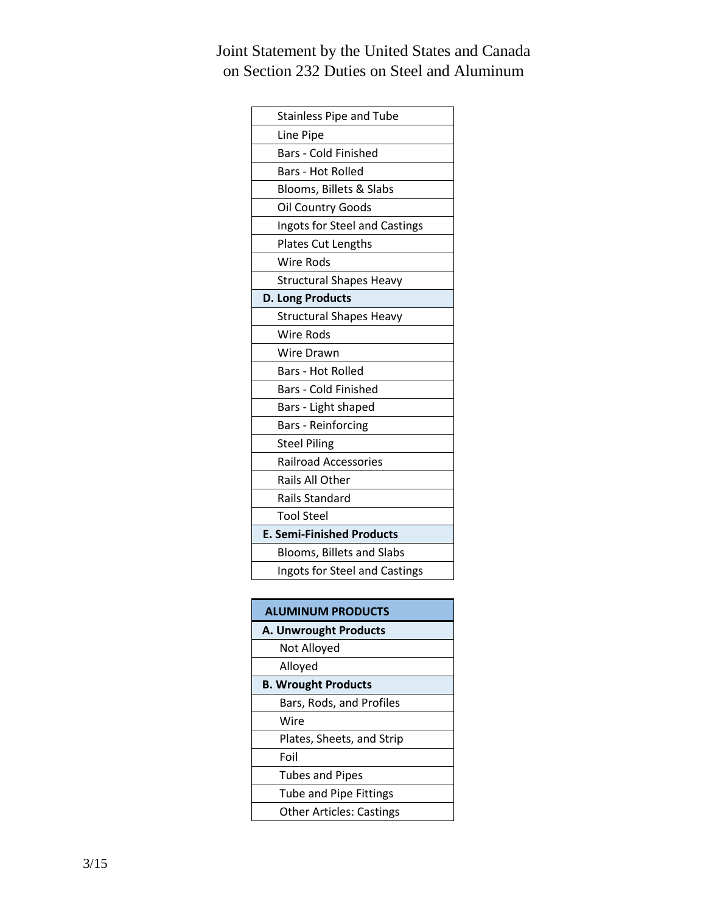Joint Statement by the United States and Canada on Section 232 Duties on Steel and Aluminum

| |
|---|
| Stainless Pipe and Tube |
| Line Pipe |
| Bars - Cold Finished |
| Bars - Hot Rolled |
| Blooms, Billets & Slabs |
| Oil Country Goods |
| Ingots for Steel and Castings |
| Plates Cut Lengths |
| Wire Rods |
| Structural Shapes Heavy |
| **D. Long Products** |
| Structural Shapes Heavy |
| Wire Rods |
| Wire Drawn |
| Bars - Hot Rolled |
| Bars - Cold Finished |
| Bars - Light shaped |
| Bars - Reinforcing |
| Steel Piling |
| Railroad Accessories |
| Rails All Other |
| Rails Standard |
| Tool Steel |
| **E. Semi-Finished Products** |
| Blooms, Billets and Slabs |
| Ingots for Steel and Castings |

| **ALUMINUM PRODUCTS** |
|---|
| **A. Unwrought Products** |
| Not Alloyed |
| Alloyed |
| **B. Wrought Products** |
| Bars, Rods, and Profiles |
| Wire |
| Plates, Sheets, and Strip |
| Foil |
| Tubes and Pipes |
| Tube and Pipe Fittings |
| Other Articles: Castings |

3/15